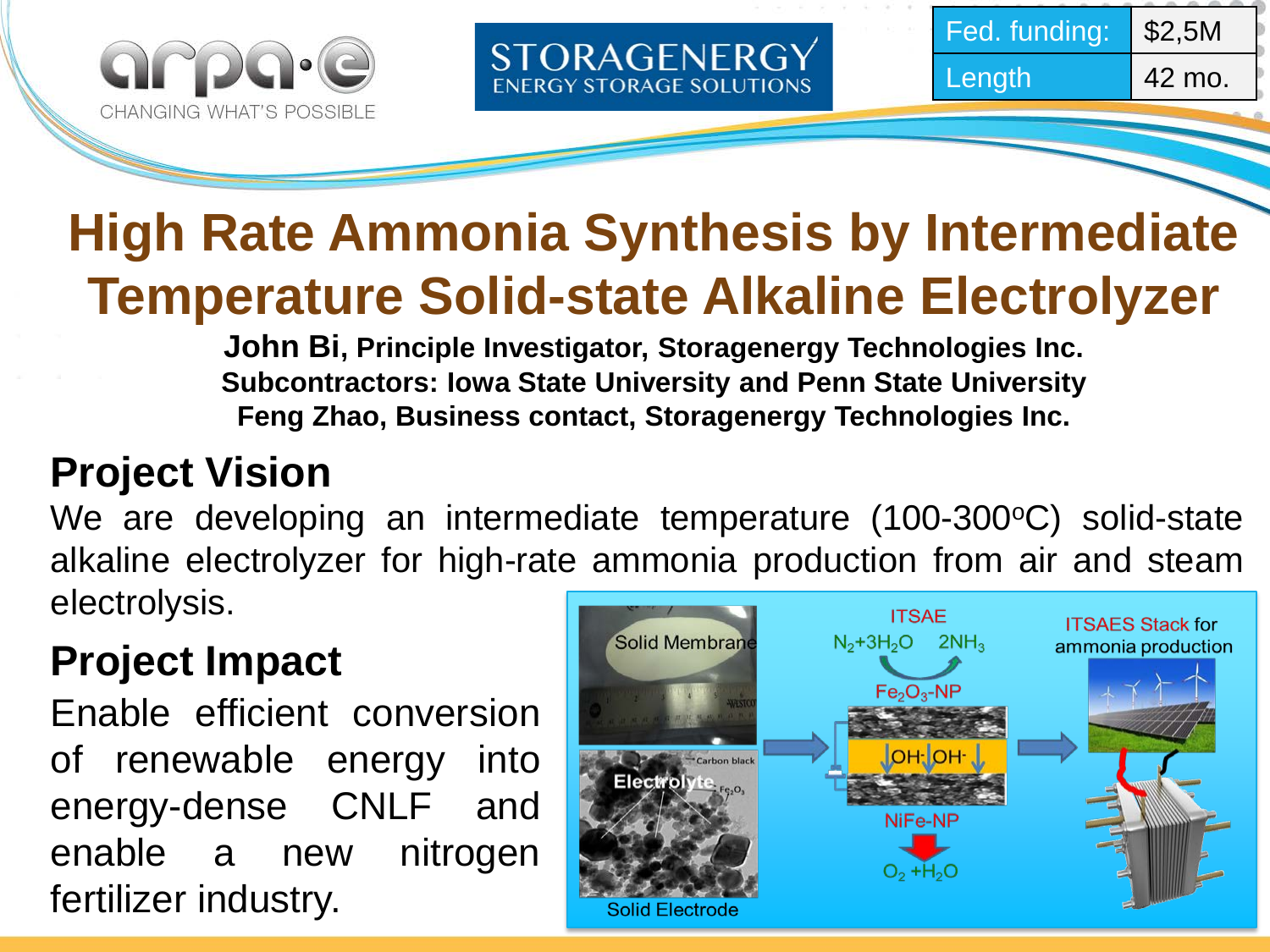| Fed. funding: | $2,5M |
| --- | --- |
| Length | 42 mo. |

# High Rate Ammonia Synthesis by Intermediate Temperature Solid-state Alkaline Electrolyzer

**John Bi, Principle Investigator, Storagenergy Technologies Inc.**
**Subcontractors: Iowa State University and Penn State University**
**Feng Zhao, Business contact, Storagenergy Technologies Inc.**

## Project Vision

We are developing an intermediate temperature (100-300$^{o}$C) solid-state alkaline electrolyzer for high-rate ammonia production from air and steam electrolysis.

## Project Impact

Enable efficient conversion of renewable energy into energy-dense CNLF and enable a new nitrogen fertilizer industry.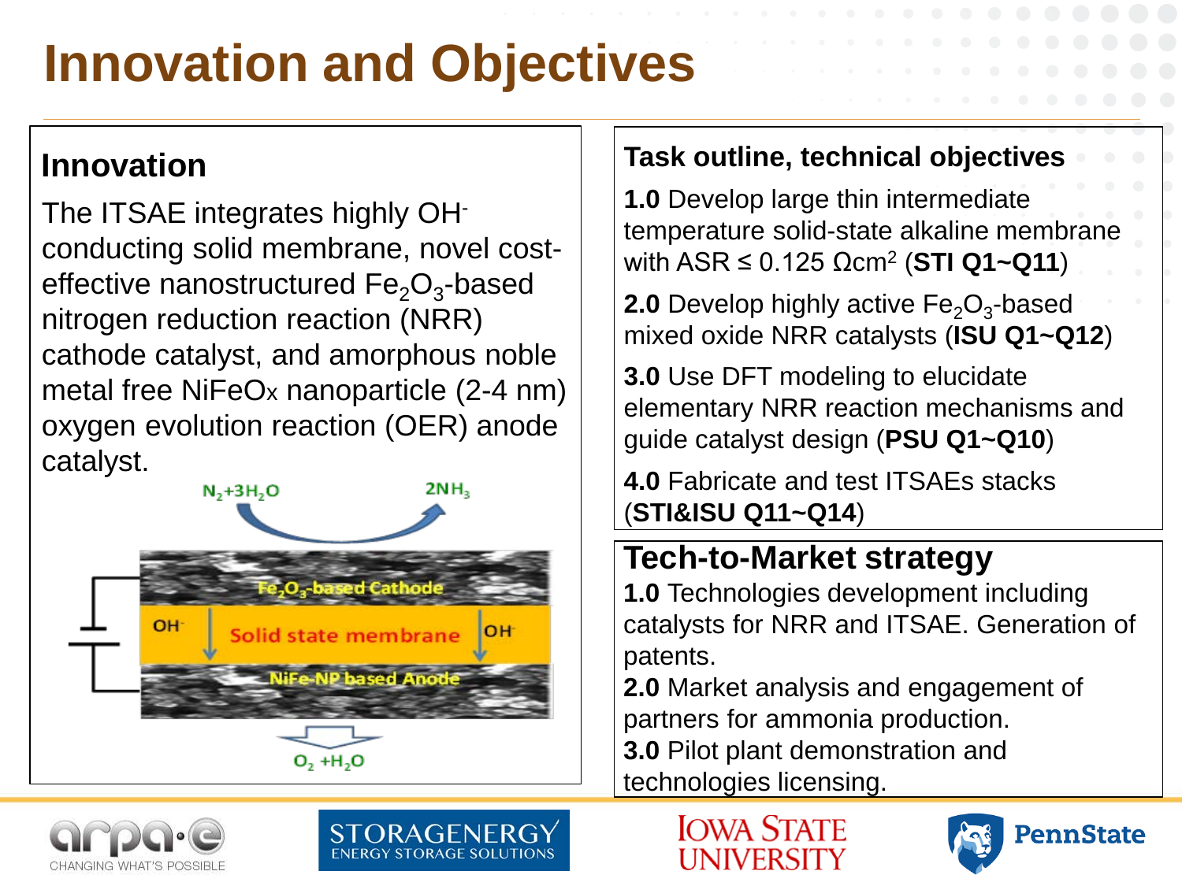# Innovation and Objectives

## Innovation

The ITSAE integrates highly $OH^-$ conducting solid membrane, novel cost-effective nanostructured $Fe_2O_3$-based nitrogen reduction reaction (NRR) cathode catalyst, and amorphous noble metal free NiFeOx nanoparticle (2-4 nm) oxygen evolution reaction (OER) anode catalyst.

$N_2+3H_2O$ → $2NH_3$

$Fe_2O_3$-based Cathode

$OH^-$ Solid state membrane $OH^-$

NiFe-NP based Anode

$O_2 + H_2O$

## Task outline, technical objectives

**1.0** Develop large thin intermediate temperature solid-state alkaline membrane with ASR ≤ 0.125 $\Omega cm^2$ (**STI Q1~Q11**)

**2.0** Develop highly active $Fe_2O_3$-based mixed oxide NRR catalysts (**ISU Q1~Q12**)

**3.0** Use DFT modeling to elucidate elementary NRR reaction mechanisms and guide catalyst design (**PSU Q1~Q10**)

**4.0** Fabricate and test ITSAEs stacks (**STI&ISU Q11~Q14**)

## Tech-to-Market strategy

**1.0** Technologies development including catalysts for NRR and ITSAE. Generation of patents.

**2.0** Market analysis and engagement of partners for ammonia production.

**3.0** Pilot plant demonstration and technologies licensing.

arpa·e CHANGING WHAT'S POSSIBLE

STORAGENERGY ENERGY STORAGE SOLUTIONS

IOWA STATE UNIVERSITY

PennState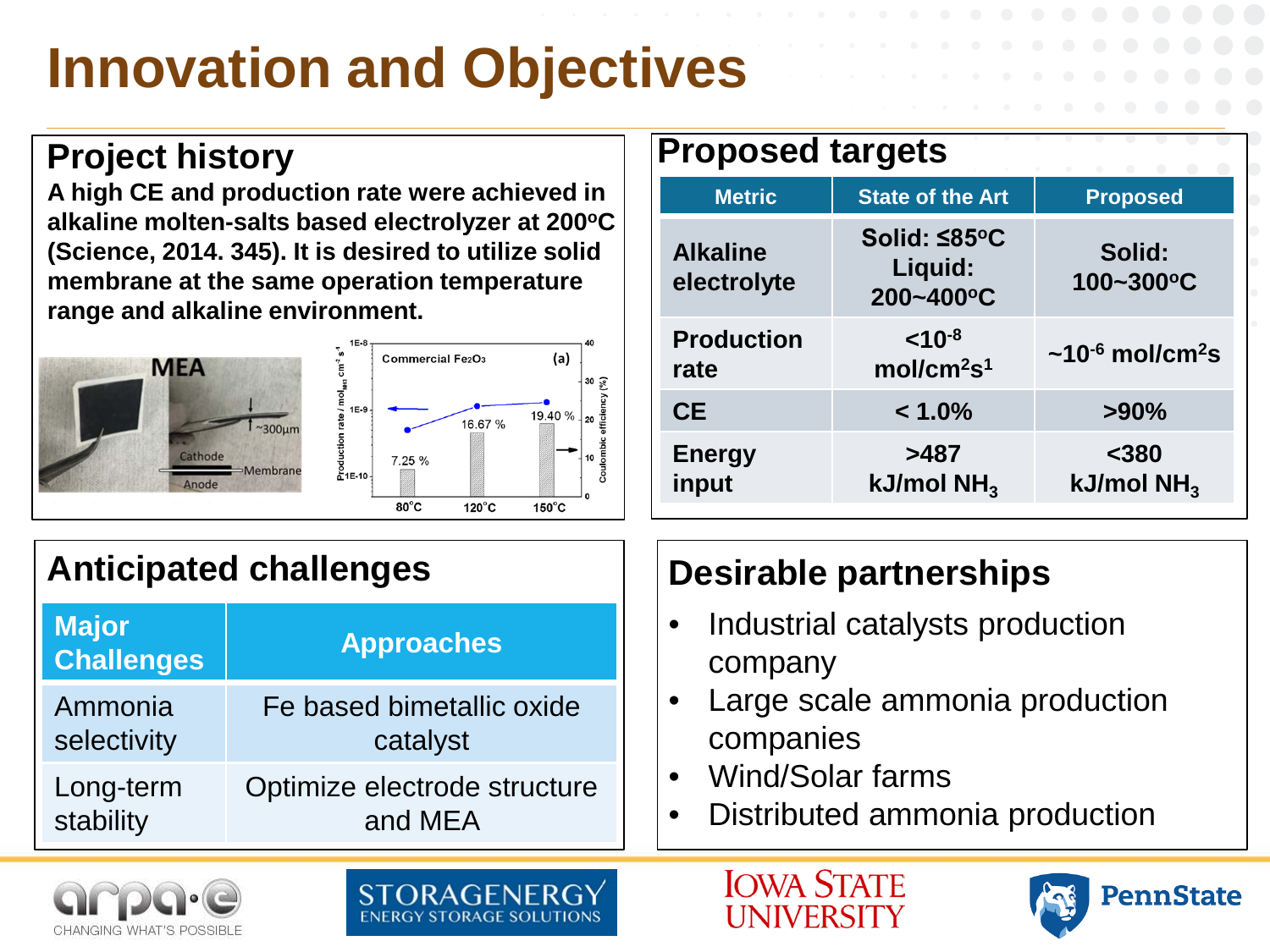# Innovation and Objectives

## Project history

**A high CE and production rate were achieved in alkaline molten-salts based electrolyzer at 200°C (Science, 2014. 345). It is desired to utilize solid membrane at the same operation temperature range and alkaline environment.**

MEA

~300μm

Cathode

Membrane

Anode

Commercial $Fe_2O_3$

(a)

Production rate / $mol_{NH_3}$ $cm^{-2}$ $s^{-1}$

Coulombic efficiency (%)

1E-8

1E-9

1E-10

40

30

20

10

0

7.25 %

16.67 %

19.40 %

80°C

120°C

150°C

## Proposed targets

| Metric | State of the Art | Proposed |
| --- | --- | --- |
| Alkaline electrolyte | Solid: ≤85°C Liquid: 200~400°C | Solid: 100~300°C |
| Production rate | <$10^{-8}$ $mol/cm^2s^1$ | ~$10^{-6}$ $mol/cm^2s$ |
| CE | < 1.0% | >90% |
| Energy input | >487 kJ/mol $NH_3$ | <380 kJ/mol $NH_3$ |

## Anticipated challenges

| Major Challenges | Approaches |
| --- | --- |
| Ammonia selectivity | Fe based bimetallic oxide catalyst |
| Long-term stability | Optimize electrode structure and MEA |

## Desirable partnerships

- Industrial catalysts production company
- Large scale ammonia production companies
- Wind/Solar farms
- Distributed ammonia production

arpa·e CHANGING WHAT'S POSSIBLE

STORAGENERGY ENERGY STORAGE SOLUTIONS

IOWA STATE UNIVERSITY

PennState